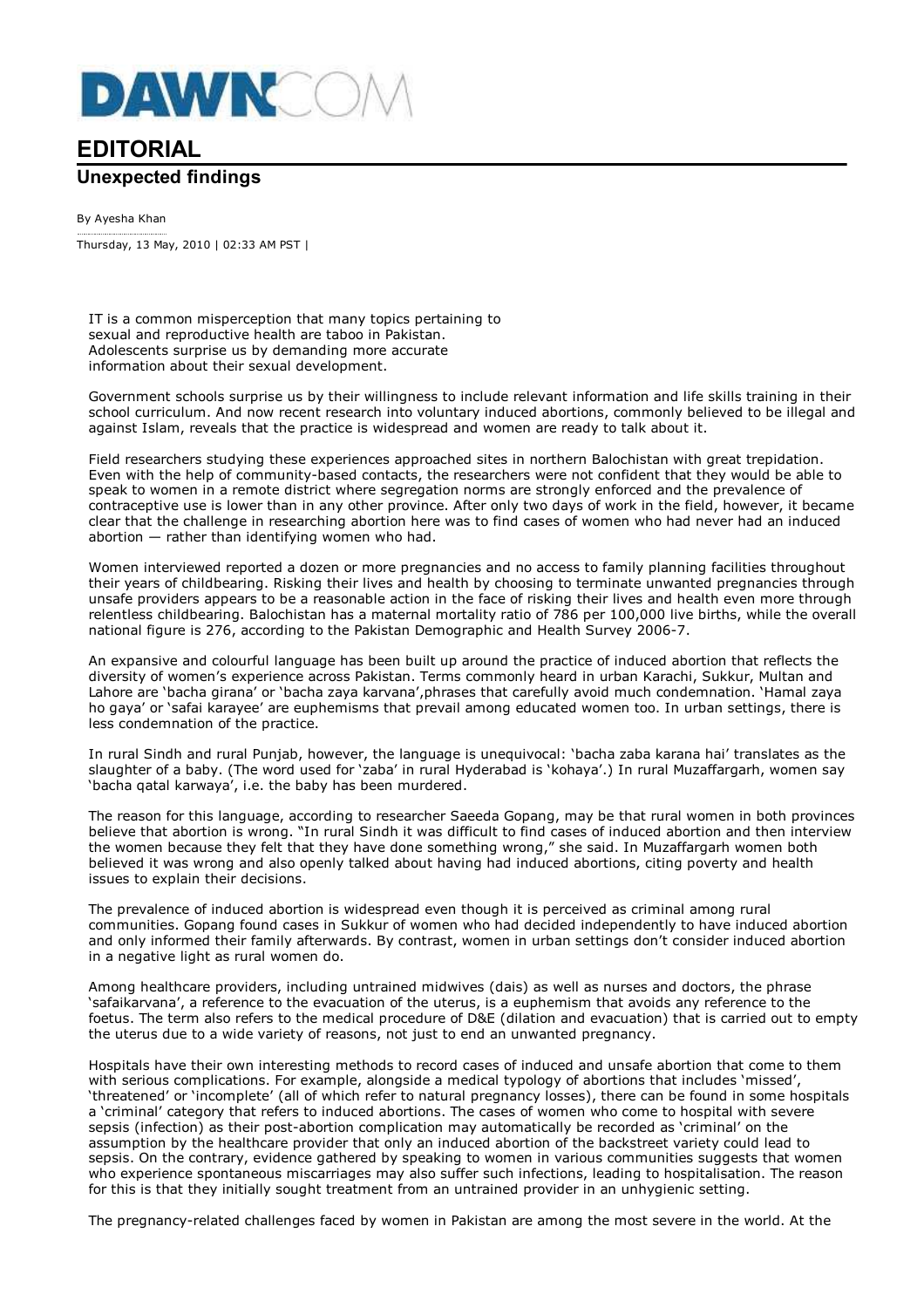# DAWN.COM

## EDITORIAL

### Unexpected findings

By Ayesha Khan

Thursday, 13 May, 2010 | 02:33 AM PST |

IT is a common misperception that many topics pertaining to sexual and reproductive health are taboo in Pakistan. Adolescents surprise us by demanding more accurate information about their sexual development.

Government schools surprise us by their willingness to include relevant information and life skills training in their school curriculum. And now recent research into voluntary induced abortions, commonly believed to be illegal and against Islam, reveals that the practice is widespread and women are ready to talk about it.

Field researchers studying these experiences approached sites in northern Balochistan with great trepidation. Even with the help of community-based contacts, the researchers were not confident that they would be able to speak to women in a remote district where segregation norms are strongly enforced and the prevalence of contraceptive use is lower than in any other province. After only two days of work in the field, however, it became clear that the challenge in researching abortion here was to find cases of women who had never had an induced abortion — rather than identifying women who had.

Women interviewed reported a dozen or more pregnancies and no access to family planning facilities throughout their years of childbearing. Risking their lives and health by choosing to terminate unwanted pregnancies through unsafe providers appears to be a reasonable action in the face of risking their lives and health even more through relentless childbearing. Balochistan has a maternal mortality ratio of 786 per 100,000 live births, while the overall national figure is 276, according to the Pakistan Demographic and Health Survey 2006-7.

An expansive and colourful language has been built up around the practice of induced abortion that reflects the diversity of women's experience across Pakistan. Terms commonly heard in urban Karachi, Sukkur, Multan and Lahore are 'bacha girana' or 'bacha zaya karvana',phrases that carefully avoid much condemnation. 'Hamal zaya ho gaya' or 'safai karayee' are euphemisms that prevail among educated women too. In urban settings, there is less condemnation of the practice.

In rural Sindh and rural Punjab, however, the language is unequivocal: 'bacha zaba karana hai' translates as the slaughter of a baby. (The word used for 'zaba' in rural Hyderabad is 'kohaya'.) In rural Muzaffargarh, women say 'bacha qatal karwaya', i.e. the baby has been murdered.

The reason for this language, according to researcher Saeeda Gopang, may be that rural women in both provinces believe that abortion is wrong. "In rural Sindh it was difficult to find cases of induced abortion and then interview the women because they felt that they have done something wrong," she said. In Muzaffargarh women both believed it was wrong and also openly talked about having had induced abortions, citing poverty and health issues to explain their decisions.

The prevalence of induced abortion is widespread even though it is perceived as criminal among rural communities. Gopang found cases in Sukkur of women who had decided independently to have induced abortion and only informed their family afterwards. By contrast, women in urban settings don't consider induced abortion in a negative light as rural women do.

Among healthcare providers, including untrained midwives (dais) as well as nurses and doctors, the phrase 'safaikarvana', a reference to the evacuation of the uterus, is a euphemism that avoids any reference to the foetus. The term also refers to the medical procedure of D&E (dilation and evacuation) that is carried out to empty the uterus due to a wide variety of reasons, not just to end an unwanted pregnancy.

Hospitals have their own interesting methods to record cases of induced and unsafe abortion that come to them with serious complications. For example, alongside a medical typology of abortions that includes 'missed', 'threatened' or 'incomplete' (all of which refer to natural pregnancy losses), there can be found in some hospitals a 'criminal' category that refers to induced abortions. The cases of women who come to hospital with severe sepsis (infection) as their post-abortion complication may automatically be recorded as 'criminal' on the assumption by the healthcare provider that only an induced abortion of the backstreet variety could lead to sepsis. On the contrary, evidence gathered by speaking to women in various communities suggests that women who experience spontaneous miscarriages may also suffer such infections, leading to hospitalisation. The reason for this is that they initially sought treatment from an untrained provider in an unhygienic setting.

The pregnancy-related challenges faced by women in Pakistan are among the most severe in the world. At the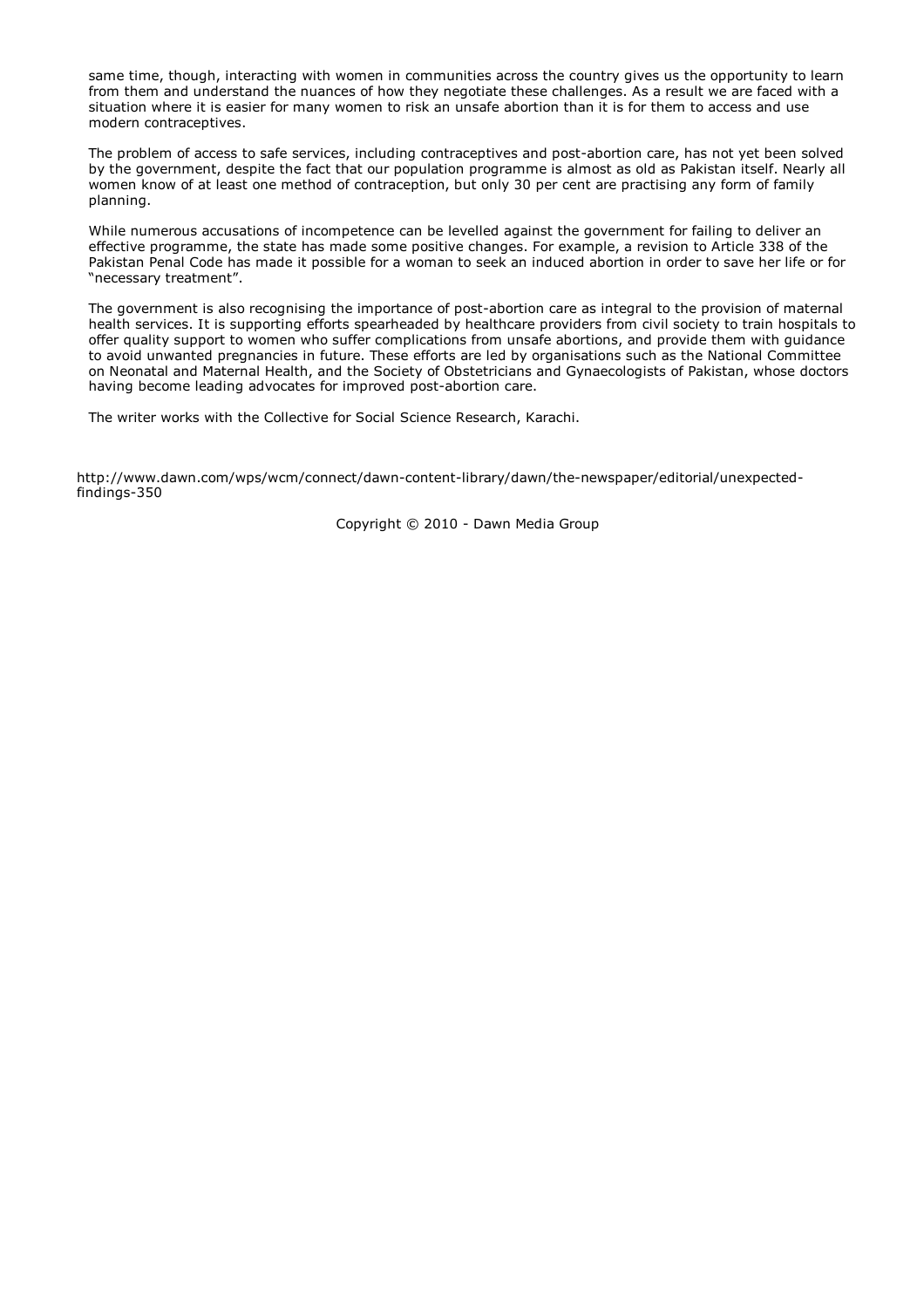same time, though, interacting with women in communities across the country gives us the opportunity to learn from them and understand the nuances of how they negotiate these challenges. As a result we are faced with a situation where it is easier for many women to risk an unsafe abortion than it is for them to access and use modern contraceptives.

The problem of access to safe services, including contraceptives and post-abortion care, has not yet been solved by the government, despite the fact that our population programme is almost as old as Pakistan itself. Nearly all women know of at least one method of contraception, but only 30 per cent are practising any form of family planning.

While numerous accusations of incompetence can be levelled against the government for failing to deliver an effective programme, the state has made some positive changes. For example, a revision to Article 338 of the Pakistan Penal Code has made it possible for a woman to seek an induced abortion in order to save her life or for "necessary treatment".

The government is also recognising the importance of post-abortion care as integral to the provision of maternal health services. It is supporting efforts spearheaded by healthcare providers from civil society to train hospitals to offer quality support to women who suffer complications from unsafe abortions, and provide them with guidance to avoid unwanted pregnancies in future. These efforts are led by organisations such as the National Committee on Neonatal and Maternal Health, and the Society of Obstetricians and Gynaecologists of Pakistan, whose doctors having become leading advocates for improved post-abortion care.

The writer works with the Collective for Social Science Research, Karachi.

http://www.dawn.com/wps/wcm/connect/dawn-content-library/dawn/the-newspaper/editorial/unexpected-findings-350

Copyright © 2010 - Dawn Media Group